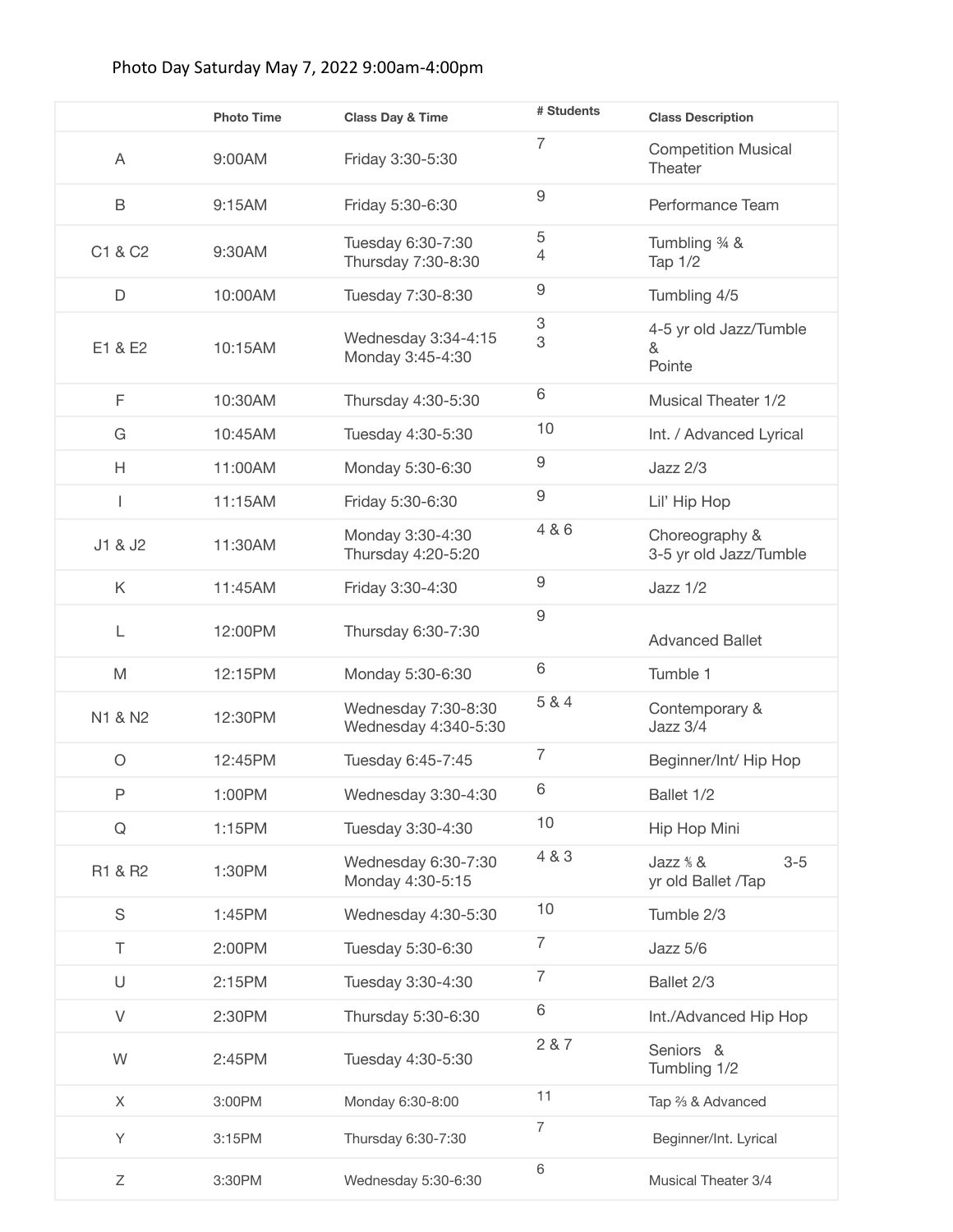Photo Day Saturday May 7, 2022 9:00am-4:00pm

| | Photo Time | Class Day & Time | # Students | Class Description |
|---|---|---|---|---|
| A | 9:00AM | Friday 3:30-5:30 | 7 | Competition Musical Theater |
| B | 9:15AM | Friday 5:30-6:30 | 9 | Performance Team |
| C1 & C2 | 9:30AM | Tuesday 6:30-7:30<br>Thursday 7:30-8:30 | 5<br>4 | Tumbling ¾ &<br>Tap 1/2 |
| D | 10:00AM | Tuesday 7:30-8:30 | 9 | Tumbling 4/5 |
| E1 & E2 | 10:15AM | Wednesday 3:34-4:15<br>Monday 3:45-4:30 | 3<br>3 | 4-5 yr old Jazz/Tumble &<br>Pointe |
| F | 10:30AM | Thursday 4:30-5:30 | 6 | Musical Theater 1/2 |
| G | 10:45AM | Tuesday 4:30-5:30 | 10 | Int. / Advanced Lyrical |
| H | 11:00AM | Monday 5:30-6:30 | 9 | Jazz 2/3 |
| I | 11:15AM | Friday 5:30-6:30 | 9 | Lil' Hip Hop |
| J1 & J2 | 11:30AM | Monday 3:30-4:30<br>Thursday 4:20-5:20 | 4 & 6 | Choreography &<br>3-5 yr old Jazz/Tumble |
| K | 11:45AM | Friday 3:30-4:30 | 9 | Jazz 1/2 |
| L | 12:00PM | Thursday 6:30-7:30 | 9 | Advanced Ballet |
| M | 12:15PM | Monday 5:30-6:30 | 6 | Tumble 1 |
| N1 & N2 | 12:30PM | Wednesday 7:30-8:30<br>Wednesday 4:340-5:30 | 5 & 4 | Contemporary &<br>Jazz 3/4 |
| O | 12:45PM | Tuesday 6:45-7:45 | 7 | Beginner/Int/ Hip Hop |
| P | 1:00PM | Wednesday 3:30-4:30 | 6 | Ballet 1/2 |
| Q | 1:15PM | Tuesday 3:30-4:30 | 10 | Hip Hop Mini |
| R1 & R2 | 1:30PM | Wednesday 6:30-7:30<br>Monday 4:30-5:15 | 4 & 3 | Jazz ⅚ & 3-5 yr old Ballet /Tap |
| S | 1:45PM | Wednesday 4:30-5:30 | 10 | Tumble 2/3 |
| T | 2:00PM | Tuesday 5:30-6:30 | 7 | Jazz 5/6 |
| U | 2:15PM | Tuesday 3:30-4:30 | 7 | Ballet 2/3 |
| V | 2:30PM | Thursday 5:30-6:30 | 6 | Int./Advanced Hip Hop |
| W | 2:45PM | Tuesday 4:30-5:30 | 2 & 7 | Seniors &<br>Tumbling 1/2 |
| X | 3:00PM | Monday 6:30-8:00 | 11 | Tap ⅔ & Advanced |
| Y | 3:15PM | Thursday 6:30-7:30 | 7 | Beginner/Int. Lyrical |
| Z | 3:30PM | Wednesday 5:30-6:30 | 6 | Musical Theater 3/4 |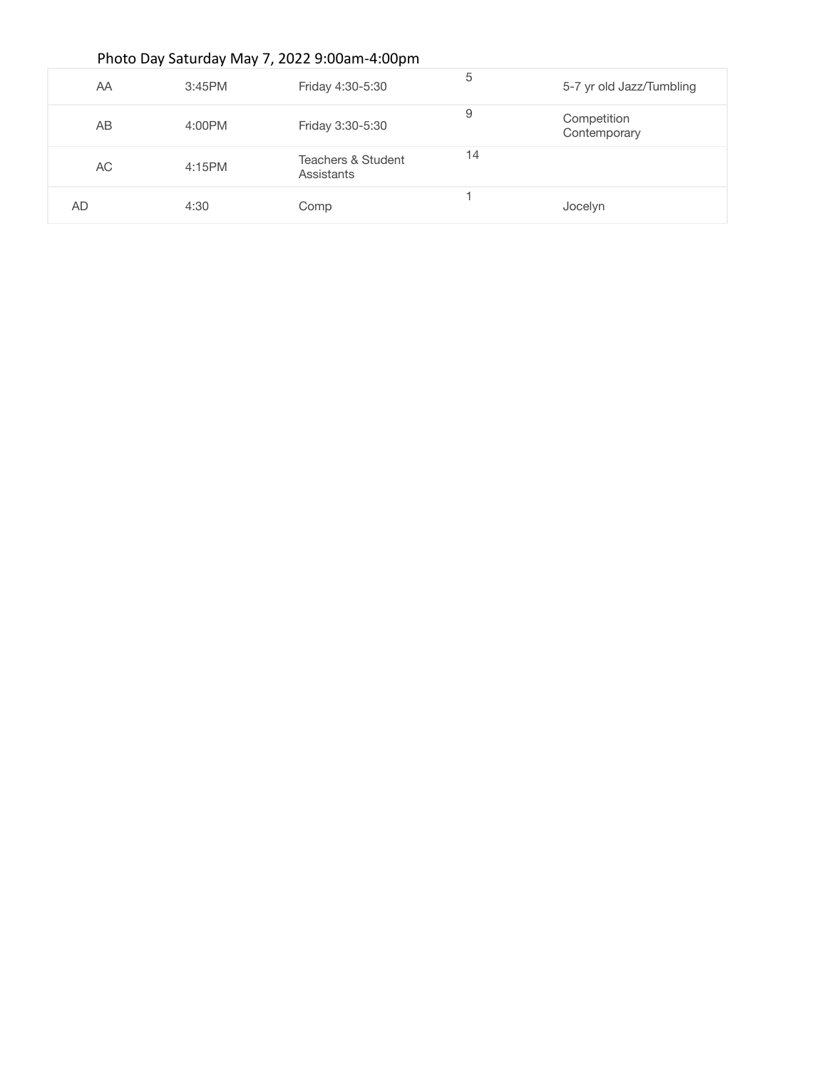Photo Day Saturday May 7, 2022 9:00am-4:00pm

| | | | | |
|---|---|---|---|---|
| AA | 3:45PM | Friday 4:30-5:30 | 5 | 5-7 yr old Jazz/Tumbling |
| AB | 4:00PM | Friday 3:30-5:30 | 9 | Competition Contemporary |
| AC | 4:15PM | Teachers & Student Assistants | 14 | |
| AD | 4:30 | Comp | 1 | Jocelyn |